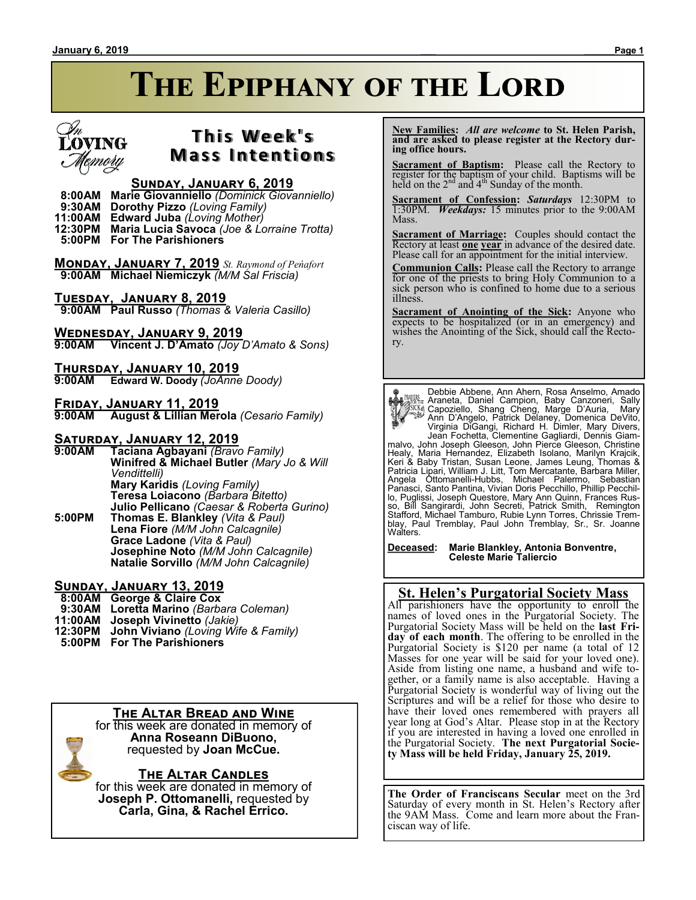# The Epiphany of the Lord

## This Week's Mass Intentions

In Loving Memory

### Sunday, January 6, 2019

- 8:00AM **Marie Giovanniello** *(Dominick Giovanniello)*
- 9:30AM **Dorothy Pizzo** *(Loving Family)*
- 11:00AM **Edward Juba** *(Loving Mother)*
- 12:30PM **Maria Lucia Savoca** *(Joe & Lorraine Trotta)*
- 5:00PM **For The Parishioners**

### Monday, January 7, 2019 *St. Raymond of Peñafort*

- 9:00AM **Michael Niemiczyk** *(M/M Sal Friscia)*

### Tuesday, January 8, 2019

- 9:00AM **Paul Russo** *(Thomas & Valeria Casillo)*

### Wednesday, January 9, 2019

- 9:00AM **Vincent J. D'Amato** *(Joy D'Amato & Sons)*

### Thursday, January 10, 2019

- 9:00AM **Edward W. Doody** *(JoAnne Doody)*

### Friday, January 11, 2019

- 9:00AM **August & Lillian Merola** *(Cesario Family)*

### Saturday, January 12, 2019

- 9:00AM **Taciana Agbayani** *(Bravo Family)*
  - **Winifred & Michael Butler** *(Mary Jo & Will Vendittelli)*
  - **Mary Karidis** *(Loving Family)*
  - **Teresa Loiacono** *(Barbara Bitetto)*
  - **Julio Pellicano** *(Caesar & Roberta Gurino)*
- 5:00PM **Thomas E. Blankley** *(Vita & Paul)*
  - **Lena Fiore** *(M/M John Calcagnile)*
  - **Grace Ladone** *(Vita & Paul)*
  - **Josephine Noto** *(M/M John Calcagnile)*
  - **Natalie Sorvillo** *(M/M John Calcagnile)*

### Sunday, January 13, 2019

- 8:00AM **George & Claire Cox**
- 9:30AM **Loretta Marino** *(Barbara Coleman)*
- 11:00AM **Joseph Vivinetto** *(Jakie)*
- 12:30PM **John Viviano** *(Loving Wife & Family)*
- 5:00PM **For The Parishioners**

## The Altar Bread and Wine

for this week are donated in memory of **Anna Roseann DiBuono,** requested by **Joan McCue.**

## The Altar Candles

for this week are donated in memory of **Joseph P. Ottomanelli,** requested by **Carla, Gina, & Rachel Errico.**

---

**New Families:** ***All are welcome*** **to St. Helen Parish, and are asked to please register at the Rectory during office hours.**

**Sacrament of Baptism:** Please call the Rectory to register for the baptism of your child. Baptisms will be held on the 2nd and 4th Sunday of the month.

**Sacrament of Confession:** ***Saturdays*** 12:30PM to 1:30PM. ***Weekdays:*** 15 minutes prior to the 9:00AM Mass.

**Sacrament of Marriage:** Couples should contact the Rectory at least **one year** in advance of the desired date. Please call for an appointment for the initial interview.

**Communion Calls:** Please call the Rectory to arrange for one of the priests to bring Holy Communion to a sick person who is confined to home due to a serious illness.

**Sacrament of Anointing of the Sick:** Anyone who expects to be hospitalized (or in an emergency) and wishes the Anointing of the Sick, should call the Rectory.

---

Prayers for the Sick

Debbie Abbene, Ann Ahern, Rosa Anselmo, Amado Araneta, Daniel Campion, Baby Canzoneri, Sally Capoziello, Shang Cheng, Marge D'Auria, Mary Ann D'Angelo, Patrick Delaney, Domenica DeVito, Virginia DiGangi, Richard H. Dimler, Mary Divers, Jean Fochetta, Clementine Gagliardi, Dennis Giammalvo, John Joseph Gleeson, John Pierce Gleeson, Christine Healy, Maria Hernandez, Elizabeth Isolano, Marilyn Krajcik, Keri & Baby Tristan, Susan Leone, James Leung, Thomas & Patricia Lipari, William J. Litt, Tom Mercatante, Barbara Miller, Angela Ottomanelli-Hubbs, Michael Palermo, Sebastian Panasci, Santo Pantina, Vivian Doris Pecchillo, Phillip Pecchillo, Puglissi, Joseph Questore, Mary Ann Quinn, Frances Russo, Bill Sangirardi, John Secreti, Patrick Smith, Remington Stafford, Michael Tamburo, Rubie Lynn Torres, Chrissie Tremblay, Paul Tremblay, Paul John Tremblay, Sr., Sr. Joanne Walters.

**Deceased: Marie Blankley, Antonia Bonventre, Celeste Marie Taliercio**

---

## St. Helen's Purgatorial Society Mass

All parishioners have the opportunity to enroll the names of loved ones in the Purgatorial Society. The Purgatorial Society Mass will be held on the **last Friday of each month**. The offering to be enrolled in the Purgatorial Society is $120 per name (a total of 12 Masses for one year will be said for your loved one). Aside from listing one name, a husband and wife together, or a family name is also acceptable. Having a Purgatorial Society is wonderful way of living out the Scriptures and will be a relief for those who desire to have their loved ones remembered with prayers all year long at God's Altar. Please stop in at the Rectory if you are interested in having a loved one enrolled in the Purgatorial Society. **The next Purgatorial Society Mass will be held Friday, January 25, 2019.**

---

**The Order of Franciscans Secular** meet on the 3rd Saturday of every month in St. Helen's Rectory after the 9AM Mass. Come and learn more about the Franciscan way of life.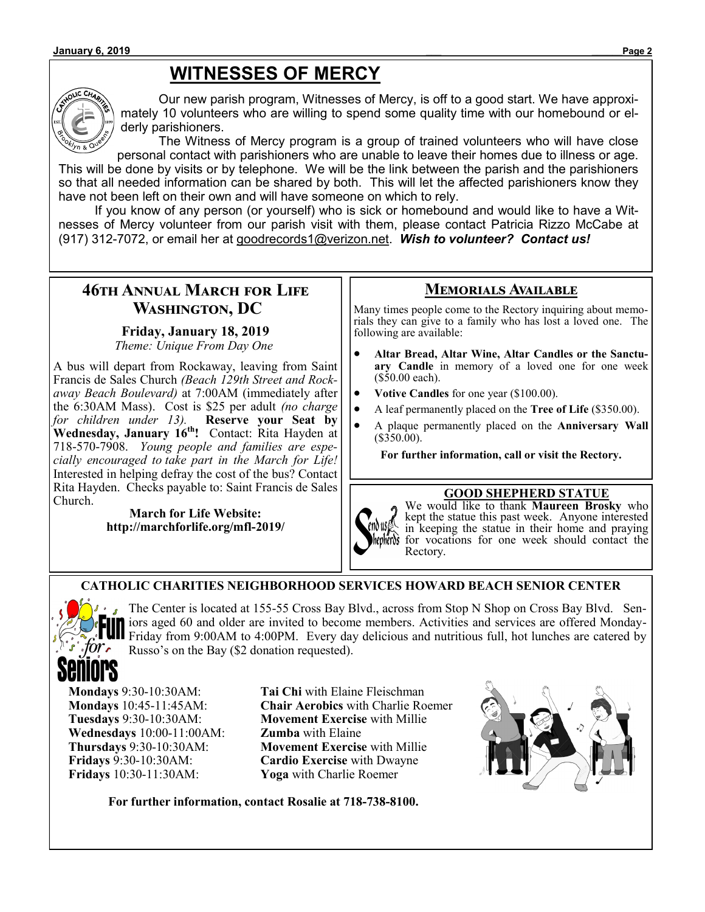# WITNESSES OF MERCY

Our new parish program, Witnesses of Mercy, is off to a good start. We have approximately 10 volunteers who are willing to spend some quality time with our homebound or elderly parishioners.

The Witness of Mercy program is a group of trained volunteers who will have close personal contact with parishioners who are unable to leave their homes due to illness or age. This will be done by visits or by telephone. We will be the link between the parish and the parishioners so that all needed information can be shared by both. This will let the affected parishioners know they have not been left on their own and will have someone on which to rely.

If you know of any person (or yourself) who is sick or homebound and would like to have a Witnesses of Mercy volunteer from our parish visit with them, please contact Patricia Rizzo McCabe at (917) 312-7072, or email her at goodrecords1@verizon.net. ***Wish to volunteer? Contact us!***

## 46th Annual March for Life Washington, DC

**Friday, January 18, 2019**

*Theme: Unique From Day One*

A bus will depart from Rockaway, leaving from Saint Francis de Sales Church *(Beach 129th Street and Rockaway Beach Boulevard)* at 7:00AM (immediately after the 6:30AM Mass). Cost is $25 per adult *(no charge for children under 13).* **Reserve your Seat by Wednesday, January 16th!** Contact: Rita Hayden at 718-570-7908. *Young people and families are especially encouraged to take part in the March for Life!* Interested in helping defray the cost of the bus? Contact Rita Hayden. Checks payable to: Saint Francis de Sales Church.

**March for Life Website:**
**http://marchforlife.org/mfl-2019/**

## Memorials Available

Many times people come to the Rectory inquiring about memorials they can give to a family who has lost a loved one. The following are available:

- **Altar Bread, Altar Wine, Altar Candles or the Sanctuary Candle** in memory of a loved one for one week ($50.00 each).
- **Votive Candles** for one year ($100.00).
- A leaf permanently placed on the **Tree of Life** ($350.00).
- A plaque permanently placed on the **Anniversary Wall** ($350.00).

**For further information, call or visit the Rectory.**

## GOOD SHEPHERD STATUE

We would like to thank **Maureen Brosky** who kept the statue this past week. Anyone interested in keeping the statue in their home and praying for vocations for one week should contact the Rectory.

## CATHOLIC CHARITIES NEIGHBORHOOD SERVICES HOWARD BEACH SENIOR CENTER

The Center is located at 155-55 Cross Bay Blvd., across from Stop N Shop on Cross Bay Blvd. Seniors aged 60 and older are invited to become members. Activities and services are offered Monday-Friday from 9:00AM to 4:00PM. Every day delicious and nutritious full, hot lunches are catered by Russo's on the Bay ($2 donation requested).

**Mondays** 9:30-10:30AM: **Tai Chi** with Elaine Fleischman
**Mondays** 10:45-11:45AM: **Chair Aerobics** with Charlie Roemer
**Tuesdays** 9:30-10:30AM: **Movement Exercise** with Millie
**Wednesdays** 10:00-11:00AM: **Zumba** with Elaine
**Thursdays** 9:30-10:30AM: **Movement Exercise** with Millie
**Fridays** 9:30-10:30AM: **Cardio Exercise** with Dwayne
**Fridays** 10:30-11:30AM: **Yoga** with Charlie Roemer

**For further information, contact Rosalie at 718-738-8100.**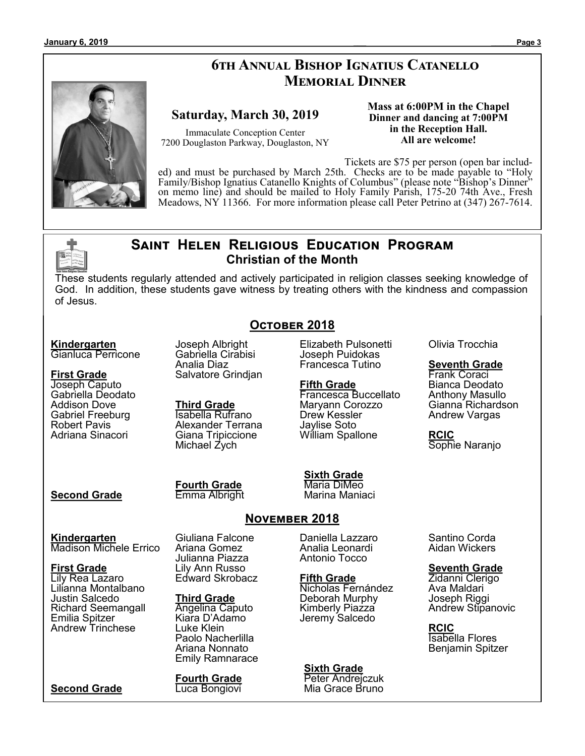# 6th Annual Bishop Ignatius Catanello Memorial Dinner

**Saturday, March 30, 2019**

Immaculate Conception Center
7200 Douglaston Parkway, Douglaston, NY

**Mass at 6:00PM in the Chapel**
**Dinner and dancing at 7:00PM in the Reception Hall.**
**All are welcome!**

Tickets are $75 per person (open bar included) and must be purchased by March 25th. Checks are to be made payable to "Holy Family/Bishop Ignatius Catanello Knights of Columbus" (please note "Bishop's Dinner" on memo line) and should be mailed to Holy Family Parish, 175-20 74th Ave., Fresh Meadows, NY 11366. For more information please call Peter Petrino at (347) 267-7614.

# Saint Helen Religious Education Program

## Christian of the Month

These students regularly attended and actively participated in religion classes seeking knowledge of God. In addition, these students gave witness by treating others with the kindness and compassion of Jesus.

### October 2018

**Kindergarten**
Gianluca Perricone

**First Grade**
Joseph Caputo
Gabriella Deodato
Addison Dove
Gabriel Freeburg
Robert Pavis
Adriana Sinacori

**Second Grade**
Joseph Albright
Gabriella Cirabisi
Analia Diaz
Salvatore Grindjan

**Third Grade**
Isabella Rufrano
Alexander Terrana
Giana Tripiccione
Michael Zych

**Fourth Grade**
Emma Albright
Elizabeth Pulsonetti
Joseph Puidokas
Francesca Tutino

**Fifth Grade**
Francesca Buccellato
Maryann Corozzo
Drew Kessler
Jaylise Soto
William Spallone

**Sixth Grade**
Maria DiMeo
Marina Maniaci
Olivia Trocchia

**Seventh Grade**
Frank Coraci
Bianca Deodato
Anthony Masullo
Gianna Richardson
Andrew Vargas

**RCIC**
Sophie Naranjo

### November 2018

**Kindergarten**
Madison Michele Errico

**First Grade**
Lily Rea Lazaro
Lilianna Montalbano
Justin Salcedo
Richard Seemangall
Emilia Spitzer
Andrew Trinchese

**Second Grade**
Giuliana Falcone
Ariana Gomez
Julianna Piazza
Lily Ann Russo
Edward Skrobacz

**Third Grade**
Angelina Caputo
Kiara D'Adamo
Luke Klein
Paolo Nacherlilla
Ariana Nonnato
Emily Ramnarace

**Fourth Grade**
Luca Bongiovi
Daniella Lazzaro
Analia Leonardi
Antonio Tocco

**Fifth Grade**
Nicholas Fernández
Deborah Murphy
Kimberly Piazza
Jeremy Salcedo

**Sixth Grade**
Peter Andrejczuk
Mia Grace Bruno
Santino Corda
Aidan Wickers

**Seventh Grade**
Zidanni Clerigo
Ava Maldari
Joseph Riggi
Andrew Stipanovic

**RCIC**
Isabella Flores
Benjamin Spitzer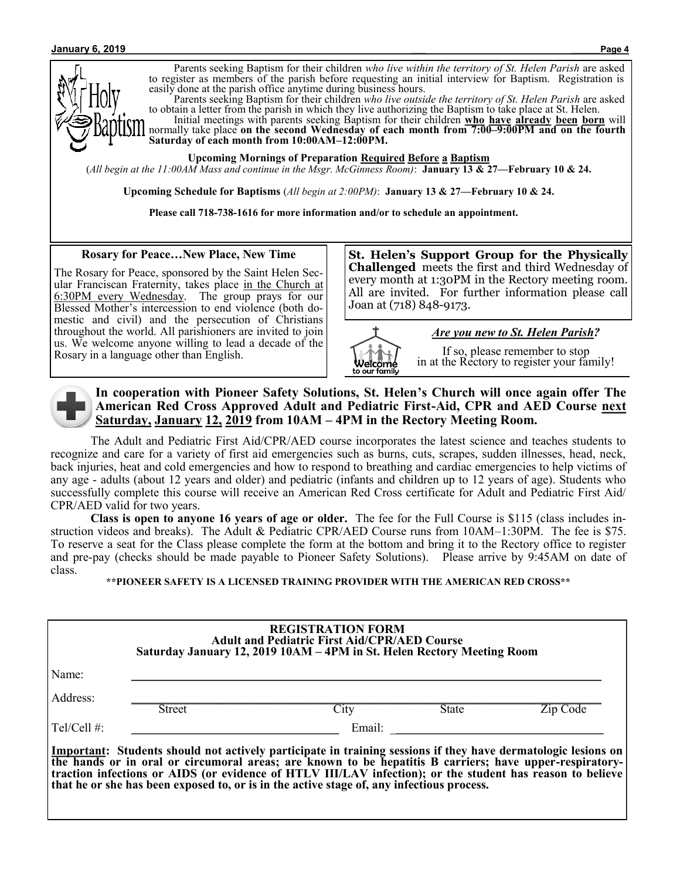## Holy Baptism

Parents seeking Baptism for their children *who live within the territory of St. Helen Parish* are asked to register as members of the parish before requesting an initial interview for Baptism. Registration is easily done at the parish office anytime during business hours.

Parents seeking Baptism for their children *who live outside the territory of St. Helen Parish* are asked to obtain a letter from the parish in which they live authorizing the Baptism to take place at St. Helen.

Initial meetings with parents seeking Baptism for their children **who have already been born** will normally take place **on the second Wednesday of each month from 7:00–9:00PM and on the fourth Saturday of each month from 10:00AM–12:00PM.**

**Upcoming Mornings of Preparation Required Before a Baptism**

(*All begin at the 11:00AM Mass and continue in the Msgr. McGinness Room*): **January 13 & 27—February 10 & 24.**

**Upcoming Schedule for Baptisms** (*All begin at 2:00PM*): **January 13 & 27—February 10 & 24.**

**Please call 718-738-1616 for more information and/or to schedule an appointment.**

### Rosary for Peace…New Place, New Time

The Rosary for Peace, sponsored by the Saint Helen Secular Franciscan Fraternity, takes place in the Church at 6:30PM every Wednesday. The group prays for our Blessed Mother's intercession to end violence (both domestic and civil) and the persecution of Christians throughout the world. All parishioners are invited to join us. We welcome anyone willing to lead a decade of the Rosary in a language other than English.

**St. Helen's Support Group for the Physically Challenged** meets the first and third Wednesday of every month at 1:30PM in the Rectory meeting room. All are invited. For further information please call Joan at (718) 848-9173.

### *Are you new to St. Helen Parish?*

If so, please remember to stop in at the Rectory to register your family!

Welcome to our family

### In cooperation with Pioneer Safety Solutions, St. Helen's Church will once again offer The American Red Cross Approved Adult and Pediatric First-Aid, CPR and AED Course next Saturday, January 12, 2019 from 10AM – 4PM in the Rectory Meeting Room.

The Adult and Pediatric First Aid/CPR/AED course incorporates the latest science and teaches students to recognize and care for a variety of first aid emergencies such as burns, cuts, scrapes, sudden illnesses, head, neck, back injuries, heat and cold emergencies and how to respond to breathing and cardiac emergencies to help victims of any age - adults (about 12 years and older) and pediatric (infants and children up to 12 years of age). Students who successfully complete this course will receive an American Red Cross certificate for Adult and Pediatric First Aid/CPR/AED valid for two years.

**Class is open to anyone 16 years of age or older.** The fee for the Full Course is $115 (class includes instruction videos and breaks). The Adult & Pediatric CPR/AED Course runs from 10AM–1:30PM. The fee is $75. To reserve a seat for the Class please complete the form at the bottom and bring it to the Rectory office to register and pre-pay (checks should be made payable to Pioneer Safety Solutions). Please arrive by 9:45AM on date of class.

**\*\*PIONEER SAFETY IS A LICENSED TRAINING PROVIDER WITH THE AMERICAN RED CROSS\*\***

**REGISTRATION FORM**
**Adult and Pediatric First Aid/CPR/AED Course**
**Saturday January 12, 2019 10AM – 4PM in St. Helen Rectory Meeting Room**

Name: ____________________________________________

Address: ____________________________________________
Street City State Zip Code

Tel/Cell #: ____________________ Email: ____________________

**Important: Students should not actively participate in training sessions if they have dermatologic lesions on the hands or in oral or circumoral areas; are known to be hepatitis B carriers; have upper-respiratory-traction infections or AIDS (or evidence of HTLV III/LAV infection); or the student has reason to believe that he or she has been exposed to, or is in the active stage of, any infectious process.**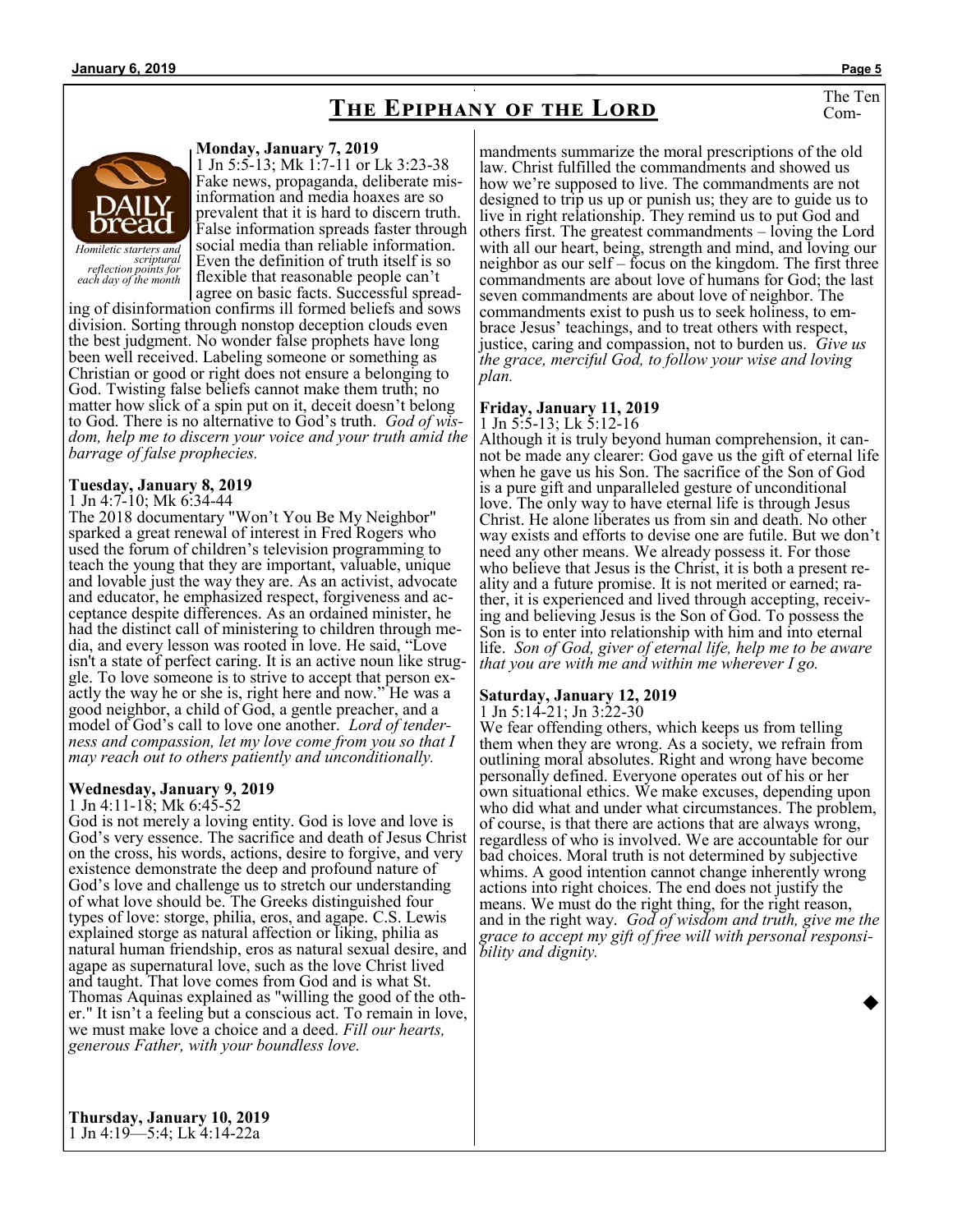# The Epiphany of the Lord

DAILY bread

*Homiletic starters and scriptural reflection points for each day of the month*

**Monday, January 7, 2019**
1 Jn 5:5-13; Mk 1:7-11 or Lk 3:23-38

Fake news, propaganda, deliberate misinformation and media hoaxes are so prevalent that it is hard to discern truth. False information spreads faster through social media than reliable information. Even the definition of truth itself is so flexible that reasonable people can't agree on basic facts. Successful spreading of disinformation confirms ill formed beliefs and sows division. Sorting through nonstop deception clouds even the best judgment. No wonder false prophets have long been well received. Labeling someone or something as Christian or good or right does not ensure a belonging to God. Twisting false beliefs cannot make them truth; no matter how slick of a spin put on it, deceit doesn't belong to God. There is no alternative to God's truth. *God of wisdom, help me to discern your voice and your truth amid the barrage of false prophecies.*

**Tuesday, January 8, 2019**
1 Jn 4:7-10; Mk 6:34-44

The 2018 documentary "Won't You Be My Neighbor" sparked a great renewal of interest in Fred Rogers who used the forum of children's television programming to teach the young that they are important, valuable, unique and lovable just the way they are. As an activist, advocate and educator, he emphasized respect, forgiveness and acceptance despite differences. As an ordained minister, he had the distinct call of ministering to children through media, and every lesson was rooted in love. He said, "Love isn't a state of perfect caring. It is an active noun like struggle. To love someone is to strive to accept that person exactly the way he or she is, right here and now." He was a good neighbor, a child of God, a gentle preacher, and a model of God's call to love one another. *Lord of tenderness and compassion, let my love come from you so that I may reach out to others patiently and unconditionally.*

**Wednesday, January 9, 2019**
1 Jn 4:11-18; Mk 6:45-52

God is not merely a loving entity. God is love and love is God's very essence. The sacrifice and death of Jesus Christ on the cross, his words, actions, desire to forgive, and very existence demonstrate the deep and profound nature of God's love and challenge us to stretch our understanding of what love should be. The Greeks distinguished four types of love: storge, philia, eros, and agape. C.S. Lewis explained storge as natural affection or liking, philia as natural human friendship, eros as natural sexual desire, and agape as supernatural love, such as the love Christ lived and taught. That love comes from God and is what St. Thomas Aquinas explained as "willing the good of the other." It isn't a feeling but a conscious act. To remain in love, we must make love a choice and a deed. *Fill our hearts, generous Father, with your boundless love.*

**Thursday, January 10, 2019**
1 Jn 4:19—5:4; Lk 4:14-22a

The Ten Commandments summarize the moral prescriptions of the old law. Christ fulfilled the commandments and showed us how we're supposed to live. The commandments are not designed to trip us up or punish us; they are to guide us to live in right relationship. They remind us to put God and others first. The greatest commandments – loving the Lord with all our heart, being, strength and mind, and loving our neighbor as our self – focus on the kingdom. The first three commandments are about love of humans for God; the last seven commandments are about love of neighbor. The commandments exist to push us to seek holiness, to embrace Jesus' teachings, and to treat others with respect, justice, caring and compassion, not to burden us. *Give us the grace, merciful God, to follow your wise and loving plan.*

**Friday, January 11, 2019**
1 Jn 5:5-13; Lk 5:12-16

Although it is truly beyond human comprehension, it cannot be made any clearer: God gave us the gift of eternal life when he gave us his Son. The sacrifice of the Son of God is a pure gift and unparalleled gesture of unconditional love. The only way to have eternal life is through Jesus Christ. He alone liberates us from sin and death. No other way exists and efforts to devise one are futile. But we don't need any other means. We already possess it. For those who believe that Jesus is the Christ, it is both a present reality and a future promise. It is not merited or earned; rather, it is experienced and lived through accepting, receiving and believing Jesus is the Son of God. To possess the Son is to enter into relationship with him and into eternal life. *Son of God, giver of eternal life, help me to be aware that you are with me and within me wherever I go.*

**Saturday, January 12, 2019**
1 Jn 5:14-21; Jn 3:22-30

We fear offending others, which keeps us from telling them when they are wrong. As a society, we refrain from outlining moral absolutes. Right and wrong have become personally defined. Everyone operates out of his or her own situational ethics. We make excuses, depending upon who did what and under what circumstances. The problem, of course, is that there are actions that are always wrong, regardless of who is involved. We are accountable for our bad choices. Moral truth is not determined by subjective whims. A good intention cannot change inherently wrong actions into right choices. The end does not justify the means. We must do the right thing, for the right reason, and in the right way. *God of wisdom and truth, give me the grace to accept my gift of free will with personal responsibility and dignity.*

◆